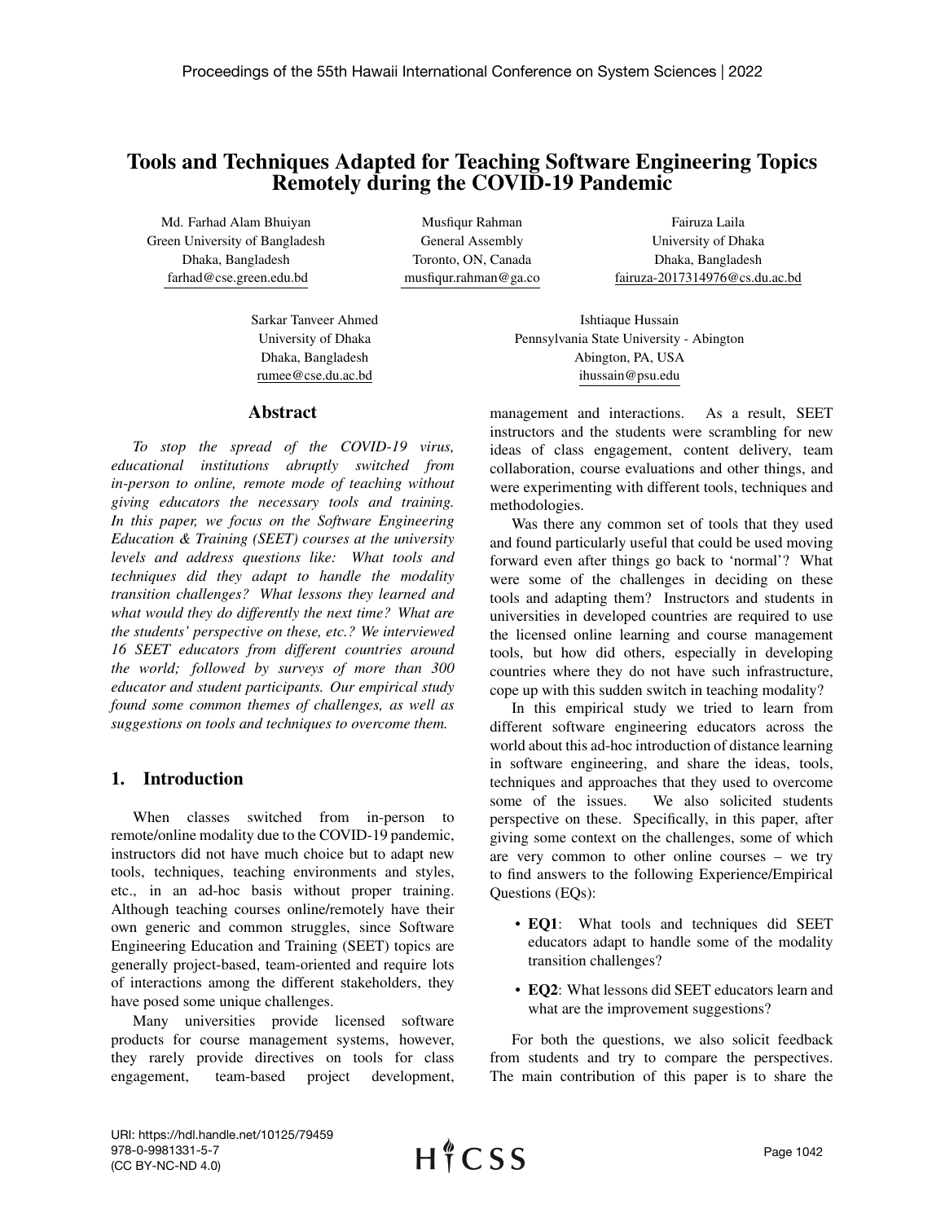# Tools and Techniques Adapted for Teaching Software Engineering Topics Remotely during the COVID-19 Pandemic

Md. Farhad Alam Bhuiyan
Green University of Bangladesh
Dhaka, Bangladesh
farhad@cse.green.edu.bd

Musfiqur Rahman
General Assembly
Toronto, ON, Canada
musfiqur.rahman@ga.co

Fairuza Laila
University of Dhaka
Dhaka, Bangladesh
fairuza-2017314976@cs.du.ac.bd

Sarkar Tanveer Ahmed
University of Dhaka
Dhaka, Bangladesh
rumee@cse.du.ac.bd

Ishtiaque Hussain
Pennsylvania State University - Abington
Abington, PA, USA
ihussain@psu.edu

## Abstract

*To stop the spread of the COVID-19 virus, educational institutions abruptly switched from in-person to online, remote mode of teaching without giving educators the necessary tools and training. In this paper, we focus on the Software Engineering Education & Training (SEET) courses at the university levels and address questions like: What tools and techniques did they adapt to handle the modality transition challenges? What lessons they learned and what would they do differently the next time? What are the students' perspective on these, etc.? We interviewed 16 SEET educators from different countries around the world; followed by surveys of more than 300 educator and student participants. Our empirical study found some common themes of challenges, as well as suggestions on tools and techniques to overcome them.*

## 1. Introduction

When classes switched from in-person to remote/online modality due to the COVID-19 pandemic, instructors did not have much choice but to adapt new tools, techniques, teaching environments and styles, etc., in an ad-hoc basis without proper training. Although teaching courses online/remotely have their own generic and common struggles, since Software Engineering Education and Training (SEET) topics are generally project-based, team-oriented and require lots of interactions among the different stakeholders, they have posed some unique challenges.

Many universities provide licensed software products for course management systems, however, they rarely provide directives on tools for class engagement, team-based project development, management and interactions. As a result, SEET instructors and the students were scrambling for new ideas of class engagement, content delivery, team collaboration, course evaluations and other things, and were experimenting with different tools, techniques and methodologies.

Was there any common set of tools that they used and found particularly useful that could be used moving forward even after things go back to 'normal'? What were some of the challenges in deciding on these tools and adapting them? Instructors and students in universities in developed countries are required to use the licensed online learning and course management tools, but how did others, especially in developing countries where they do not have such infrastructure, cope up with this sudden switch in teaching modality?

In this empirical study we tried to learn from different software engineering educators across the world about this ad-hoc introduction of distance learning in software engineering, and share the ideas, tools, techniques and approaches that they used to overcome some of the issues. We also solicited students perspective on these. Specifically, in this paper, after giving some context on the challenges, some of which are very common to other online courses – we try to find answers to the following Experience/Empirical Questions (EQs):

- **EQ1**: What tools and techniques did SEET educators adapt to handle some of the modality transition challenges?
- **EQ2**: What lessons did SEET educators learn and what are the improvement suggestions?

For both the questions, we also solicit feedback from students and try to compare the perspectives. The main contribution of this paper is to share the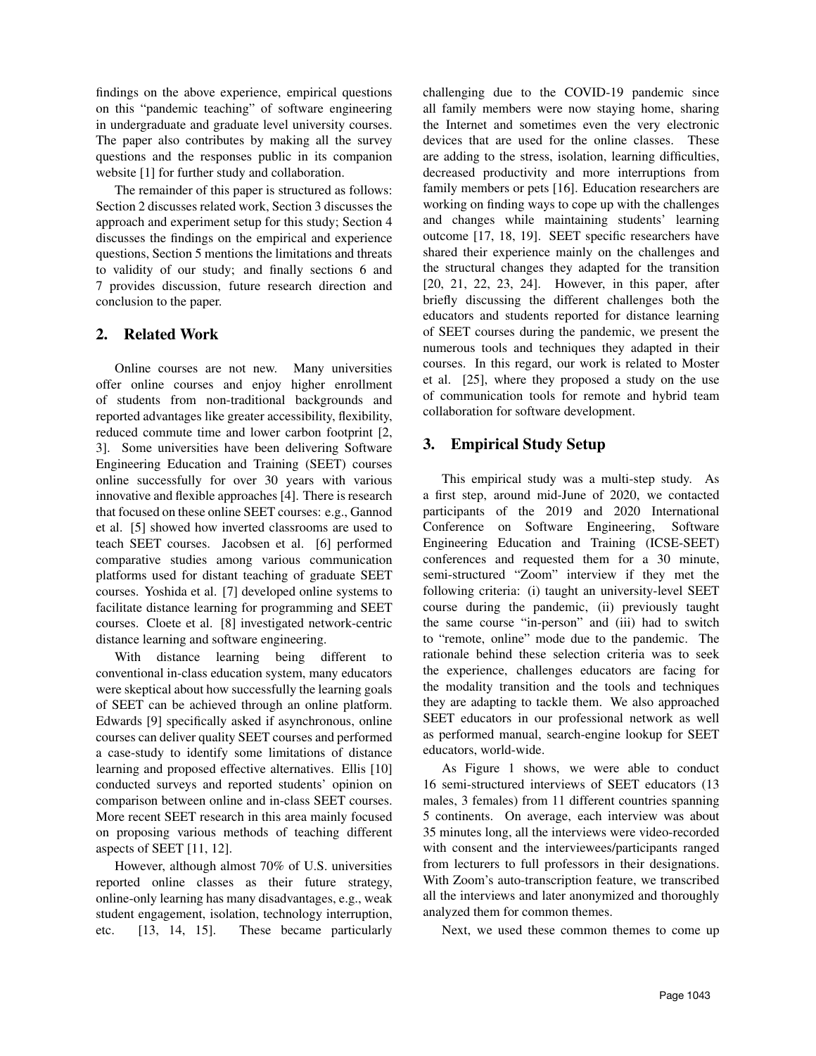findings on the above experience, empirical questions on this "pandemic teaching" of software engineering in undergraduate and graduate level university courses. The paper also contributes by making all the survey questions and the responses public in its companion website [1] for further study and collaboration.

The remainder of this paper is structured as follows: Section 2 discusses related work, Section 3 discusses the approach and experiment setup for this study; Section 4 discusses the findings on the empirical and experience questions, Section 5 mentions the limitations and threats to validity of our study; and finally sections 6 and 7 provides discussion, future research direction and conclusion to the paper.

## 2. Related Work

Online courses are not new. Many universities offer online courses and enjoy higher enrollment of students from non-traditional backgrounds and reported advantages like greater accessibility, flexibility, reduced commute time and lower carbon footprint [2, 3]. Some universities have been delivering Software Engineering Education and Training (SEET) courses online successfully for over 30 years with various innovative and flexible approaches [4]. There is research that focused on these online SEET courses: e.g., Gannod et al. [5] showed how inverted classrooms are used to teach SEET courses. Jacobsen et al. [6] performed comparative studies among various communication platforms used for distant teaching of graduate SEET courses. Yoshida et al. [7] developed online systems to facilitate distance learning for programming and SEET courses. Cloete et al. [8] investigated network-centric distance learning and software engineering.

With distance learning being different to conventional in-class education system, many educators were skeptical about how successfully the learning goals of SEET can be achieved through an online platform. Edwards [9] specifically asked if asynchronous, online courses can deliver quality SEET courses and performed a case-study to identify some limitations of distance learning and proposed effective alternatives. Ellis [10] conducted surveys and reported students' opinion on comparison between online and in-class SEET courses. More recent SEET research in this area mainly focused on proposing various methods of teaching different aspects of SEET [11, 12].

However, although almost 70% of U.S. universities reported online classes as their future strategy, online-only learning has many disadvantages, e.g., weak student engagement, isolation, technology interruption, etc. [13, 14, 15]. These became particularly challenging due to the COVID-19 pandemic since all family members were now staying home, sharing the Internet and sometimes even the very electronic devices that are used for the online classes. These are adding to the stress, isolation, learning difficulties, decreased productivity and more interruptions from family members or pets [16]. Education researchers are working on finding ways to cope up with the challenges and changes while maintaining students' learning outcome [17, 18, 19]. SEET specific researchers have shared their experience mainly on the challenges and the structural changes they adapted for the transition [20, 21, 22, 23, 24]. However, in this paper, after briefly discussing the different challenges both the educators and students reported for distance learning of SEET courses during the pandemic, we present the numerous tools and techniques they adapted in their courses. In this regard, our work is related to Moster et al. [25], where they proposed a study on the use of communication tools for remote and hybrid team collaboration for software development.

## 3. Empirical Study Setup

This empirical study was a multi-step study. As a first step, around mid-June of 2020, we contacted participants of the 2019 and 2020 International Conference on Software Engineering, Software Engineering Education and Training (ICSE-SEET) conferences and requested them for a 30 minute, semi-structured "Zoom" interview if they met the following criteria: (i) taught an university-level SEET course during the pandemic, (ii) previously taught the same course "in-person" and (iii) had to switch to "remote, online" mode due to the pandemic. The rationale behind these selection criteria was to seek the experience, challenges educators are facing for the modality transition and the tools and techniques they are adapting to tackle them. We also approached SEET educators in our professional network as well as performed manual, search-engine lookup for SEET educators, world-wide.

As Figure 1 shows, we were able to conduct 16 semi-structured interviews of SEET educators (13 males, 3 females) from 11 different countries spanning 5 continents. On average, each interview was about 35 minutes long, all the interviews were video-recorded with consent and the interviewees/participants ranged from lecturers to full professors in their designations. With Zoom's auto-transcription feature, we transcribed all the interviews and later anonymized and thoroughly analyzed them for common themes.

Next, we used these common themes to come up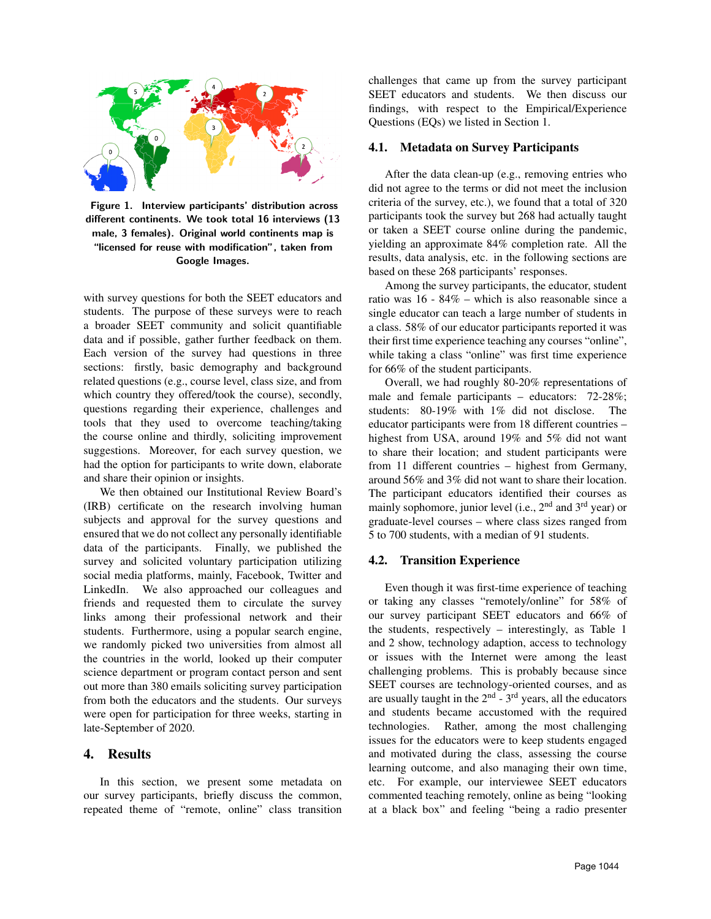Figure 1. Interview participants' distribution across different continents. We took total 16 interviews (13 male, 3 females). Original world continents map is "licensed for reuse with modification", taken from Google Images.

with survey questions for both the SEET educators and students. The purpose of these surveys were to reach a broader SEET community and solicit quantifiable data and if possible, gather further feedback on them. Each version of the survey had questions in three sections: firstly, basic demography and background related questions (e.g., course level, class size, and from which country they offered/took the course), secondly, questions regarding their experience, challenges and tools that they used to overcome teaching/taking the course online and thirdly, soliciting improvement suggestions. Moreover, for each survey question, we had the option for participants to write down, elaborate and share their opinion or insights.

We then obtained our Institutional Review Board's (IRB) certificate on the research involving human subjects and approval for the survey questions and ensured that we do not collect any personally identifiable data of the participants. Finally, we published the survey and solicited voluntary participation utilizing social media platforms, mainly, Facebook, Twitter and LinkedIn. We also approached our colleagues and friends and requested them to circulate the survey links among their professional network and their students. Furthermore, using a popular search engine, we randomly picked two universities from almost all the countries in the world, looked up their computer science department or program contact person and sent out more than 380 emails soliciting survey participation from both the educators and the students. Our surveys were open for participation for three weeks, starting in late-September of 2020.

# 4. Results

In this section, we present some metadata on our survey participants, briefly discuss the common, repeated theme of "remote, online" class transition challenges that came up from the survey participant SEET educators and students. We then discuss our findings, with respect to the Empirical/Experience Questions (EQs) we listed in Section 1.

## 4.1. Metadata on Survey Participants

After the data clean-up (e.g., removing entries who did not agree to the terms or did not meet the inclusion criteria of the survey, etc.), we found that a total of 320 participants took the survey but 268 had actually taught or taken a SEET course online during the pandemic, yielding an approximate 84% completion rate. All the results, data analysis, etc. in the following sections are based on these 268 participants' responses.

Among the survey participants, the educator, student ratio was 16 - 84% – which is also reasonable since a single educator can teach a large number of students in a class. 58% of our educator participants reported it was their first time experience teaching any courses "online", while taking a class "online" was first time experience for 66% of the student participants.

Overall, we had roughly 80-20% representations of male and female participants – educators: 72-28%; students: 80-19% with 1% did not disclose. The educator participants were from 18 different countries – highest from USA, around 19% and 5% did not want to share their location; and student participants were from 11 different countries – highest from Germany, around 56% and 3% did not want to share their location. The participant educators identified their courses as mainly sophomore, junior level (i.e., 2nd and 3rd year) or graduate-level courses – where class sizes ranged from 5 to 700 students, with a median of 91 students.

## 4.2. Transition Experience

Even though it was first-time experience of teaching or taking any classes "remotely/online" for 58% of our survey participant SEET educators and 66% of the students, respectively – interestingly, as Table 1 and 2 show, technology adaption, access to technology or issues with the Internet were among the least challenging problems. This is probably because since SEET courses are technology-oriented courses, and as are usually taught in the 2nd - 3rd years, all the educators and students became accustomed with the required technologies. Rather, among the most challenging issues for the educators were to keep students engaged and motivated during the class, assessing the course learning outcome, and also managing their own time, etc. For example, our interviewee SEET educators commented teaching remotely, online as being "looking at a black box" and feeling "being a radio presenter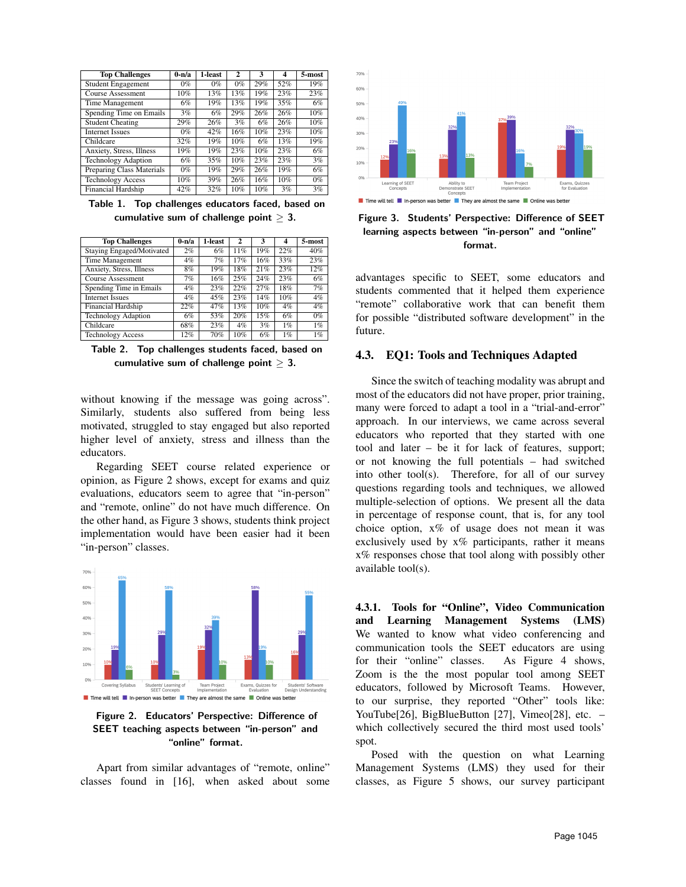| Top Challenges | 0-n/a | 1-least | 2 | 3 | 4 | 5-most |
|---|---|---|---|---|---|---|
| Student Engagement | 0% | 0% | 0% | 29% | 52% | 19% |
| Course Assessment | 10% | 13% | 13% | 19% | 23% | 23% |
| Time Management | 6% | 19% | 13% | 19% | 35% | 6% |
| Spending Time on Emails | 3% | 6% | 29% | 26% | 26% | 10% |
| Student Cheating | 29% | 26% | 3% | 6% | 26% | 10% |
| Internet Issues | 0% | 42% | 16% | 10% | 23% | 10% |
| Childcare | 32% | 19% | 10% | 6% | 13% | 19% |
| Anxiety, Stress, Illness | 19% | 19% | 23% | 10% | 23% | 6% |
| Technology Adaption | 6% | 35% | 10% | 23% | 23% | 3% |
| Preparing Class Materials | 0% | 19% | 29% | 26% | 19% | 6% |
| Technology Access | 10% | 39% | 26% | 16% | 10% | 0% |
| Financial Hardship | 42% | 32% | 10% | 10% | 3% | 3% |

**Table 1. Top challenges educators faced, based on cumulative sum of challenge point $\geq 3$.**

| Top Challenges | 0-n/a | 1-least | 2 | 3 | 4 | 5-most |
|---|---|---|---|---|---|---|
| Staying Engaged/Motivated | 2% | 6% | 11% | 19% | 22% | 40% |
| Time Management | 4% | 7% | 17% | 16% | 33% | 23% |
| Anxiety, Stress, Illness | 8% | 19% | 18% | 21% | 23% | 12% |
| Course Assessment | 7% | 16% | 25% | 24% | 23% | 6% |
| Spending Time in Emails | 4% | 23% | 22% | 27% | 18% | 7% |
| Internet Issues | 4% | 45% | 23% | 14% | 10% | 4% |
| Financial Hardship | 22% | 47% | 13% | 10% | 4% | 4% |
| Technology Adaption | 6% | 53% | 20% | 15% | 6% | 0% |
| Childcare | 68% | 23% | 4% | 3% | 1% | 1% |
| Technology Access | 12% | 70% | 10% | 6% | 1% | 1% |

**Table 2. Top challenges students faced, based on cumulative sum of challenge point $\geq 3$.**

without knowing if the message was going across". Similarly, students also suffered from being less motivated, struggled to stay engaged but also reported higher level of anxiety, stress and illness than the educators.

Regarding SEET course related experience or opinion, as Figure 2 shows, except for exams and quiz evaluations, educators seem to agree that "in-person" and "remote, online" do not have much difference. On the other hand, as Figure 3 shows, students think project implementation would have been easier had it been "in-person" classes.

**Figure 2. Educators' Perspective: Difference of SEET teaching aspects between "in-person" and "online" format.**

Apart from similar advantages of "remote, online" classes found in [16], when asked about some advantages specific to SEET, some educators and students commented that it helped them experience "remote" collaborative work that can benefit them for possible "distributed software development" in the future.

**Figure 3. Students' Perspective: Difference of SEET learning aspects between "in-person" and "online" format.**

## 4.3. EQ1: Tools and Techniques Adapted

Since the switch of teaching modality was abrupt and most of the educators did not have proper, prior training, many were forced to adapt a tool in a "trial-and-error" approach. In our interviews, we came across several educators who reported that they started with one tool and later – be it for lack of features, support; or not knowing the full potentials – had switched into other tool(s). Therefore, for all of our survey questions regarding tools and techniques, we allowed multiple-selection of options. We present all the data in percentage of response count, that is, for any tool choice option, x% of usage does not mean it was exclusively used by x% participants, rather it means x% responses chose that tool along with possibly other available tool(s).

### 4.3.1. Tools for "Online", Video Communication and Learning Management Systems (LMS)

We wanted to know what video conferencing and communication tools the SEET educators are using for their "online" classes. As Figure 4 shows, Zoom is the the most popular tool among SEET educators, followed by Microsoft Teams. However, to our surprise, they reported "Other" tools like: YouTube[26], BigBlueButton [27], Vimeo[28], etc. – which collectively secured the third most used tools' spot.

Posed with the question on what Learning Management Systems (LMS) they used for their classes, as Figure 5 shows, our survey participant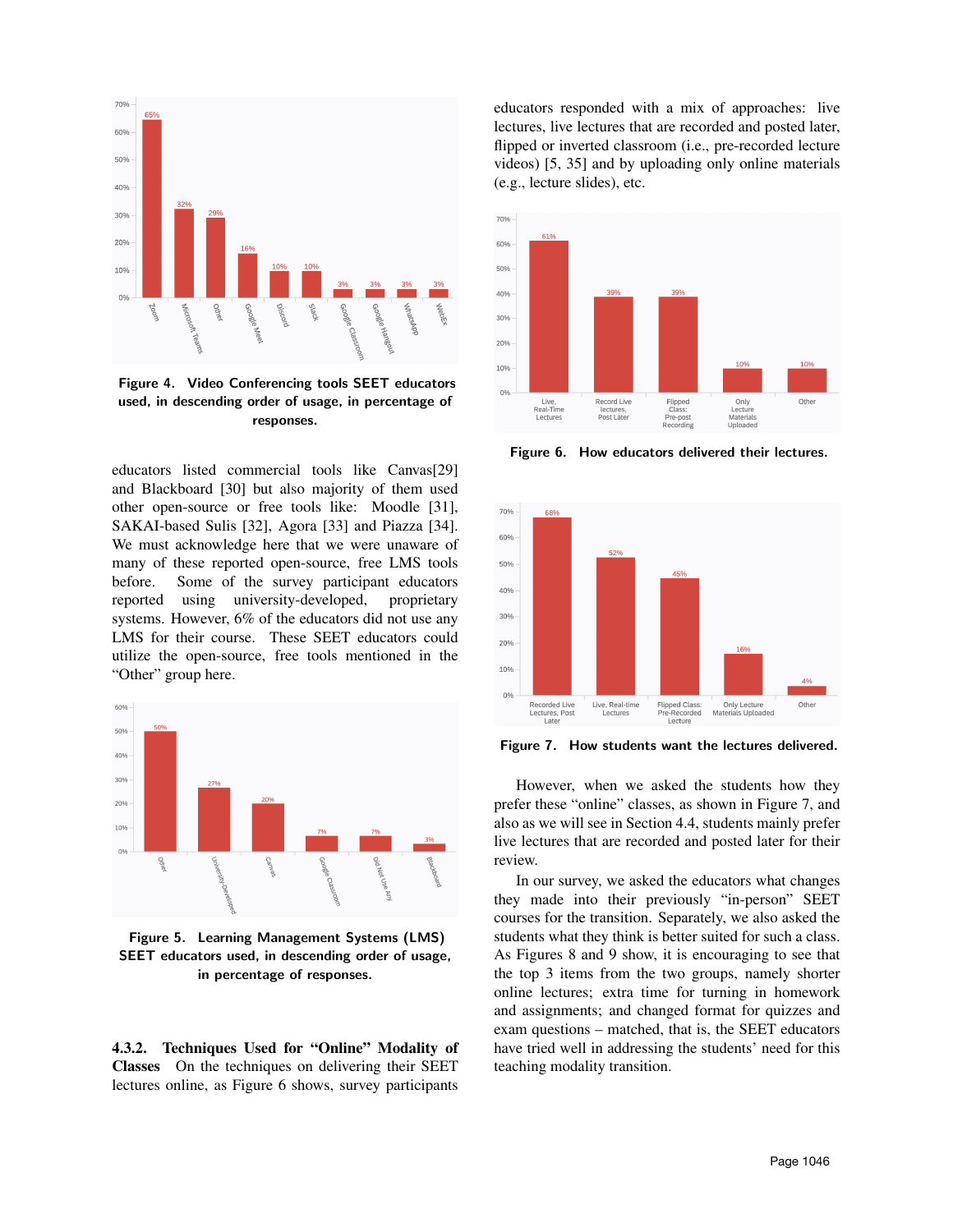Figure 4. Video Conferencing tools SEET educators used, in descending order of usage, in percentage of responses.

educators listed commercial tools like Canvas[29] and Blackboard [30] but also majority of them used other open-source or free tools like: Moodle [31], SAKAI-based Sulis [32], Agora [33] and Piazza [34]. We must acknowledge here that we were unaware of many of these reported open-source, free LMS tools before. Some of the survey participant educators reported using university-developed, proprietary systems. However, 6% of the educators did not use any LMS for their course. These SEET educators could utilize the open-source, free tools mentioned in the "Other" group here.

Figure 5. Learning Management Systems (LMS) SEET educators used, in descending order of usage, in percentage of responses.

#### 4.3.2. Techniques Used for "Online" Modality of Classes

On the techniques on delivering their SEET lectures online, as Figure 6 shows, survey participants educators responded with a mix of approaches: live lectures, live lectures that are recorded and posted later, flipped or inverted classroom (i.e., pre-recorded lecture videos) [5, 35] and by uploading only online materials (e.g., lecture slides), etc.

Figure 6. How educators delivered their lectures.

Figure 7. How students want the lectures delivered.

However, when we asked the students how they prefer these "online" classes, as shown in Figure 7, and also as we will see in Section 4.4, students mainly prefer live lectures that are recorded and posted later for their review.

In our survey, we asked the educators what changes they made into their previously "in-person" SEET courses for the transition. Separately, we also asked the students what they think is better suited for such a class. As Figures 8 and 9 show, it is encouraging to see that the top 3 items from the two groups, namely shorter online lectures; extra time for turning in homework and assignments; and changed format for quizzes and exam questions – matched, that is, the SEET educators have tried well in addressing the students' need for this teaching modality transition.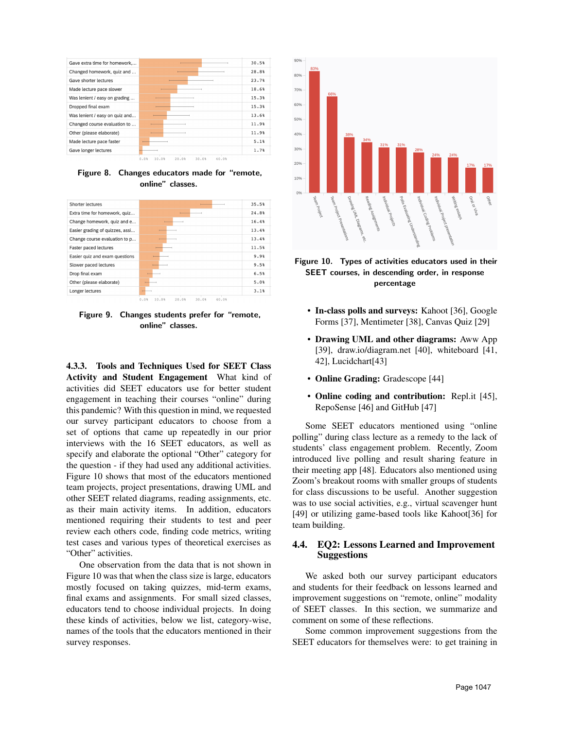| Change | Percentage |
| --- | --- |
| Gave extra time for homework,... | 30.5% |
| Changed homework, quiz and ... | 28.8% |
| Gave shorter lectures | 23.7% |
| Made lecture pace slower | 18.6% |
| Was lenient / easy on grading ... | 15.3% |
| Dropped final exam | 15.3% |
| Was lenient / easy on quiz and... | 13.6% |
| Changed course evaluation to ... | 11.9% |
| Other (please elaborate) | 11.9% |
| Made lecture pace faster | 5.1% |
| Gave longer lectures | 1.7% |

**Figure 8. Changes educators made for "remote, online" classes.**

| Change | Percentage |
| --- | --- |
| Shorter lectures | 35.5% |
| Extra time for homework, quiz... | 24.8% |
| Change homework, quiz and e... | 16.4% |
| Easier grading of quizzes, assi... | 13.4% |
| Change course evaluation to p... | 13.4% |
| Faster paced lectures | 11.5% |
| Easier quiz and exam questions | 9.9% |
| Slower paced lectures | 9.5% |
| Drop final exam | 6.5% |
| Other (please elaborate) | 5.0% |
| Longer lectures | 3.1% |

**Figure 9. Changes students prefer for "remote, online" classes.**

#### 4.3.3. Tools and Techniques Used for SEET Class Activity and Student Engagement

What kind of activities did SEET educators use for better student engagement in teaching their courses "online" during this pandemic? With this question in mind, we requested our survey participant educators to choose from a set of options that came up repeatedly in our prior interviews with the 16 SEET educators, as well as specify and elaborate the optional "Other" category for the question - if they had used any additional activities. Figure 10 shows that most of the educators mentioned team projects, project presentations, drawing UML and other SEET related diagrams, reading assignments, etc. as their main activity items. In addition, educators mentioned requiring their students to test and peer review each others code, finding code metrics, writing test cases and various types of theoretical exercises as "Other" activities.

One observation from the data that is not shown in Figure 10 was that when the class size is large, educators mostly focused on taking quizzes, mid-term exams, final exams and assignments. For small sized classes, educators tend to choose individual projects. In doing these kinds of activities, below we list, category-wise, names of the tools that the educators mentioned in their survey responses.

| Activity | Percentage |
| --- | --- |
| Team Project | 83% |
| Team Project Presentations | 66% |
| Drawing UML Diagrams, etc. | 38% |
| Reading Assignments | 34% |
| Individual Projects | 31% |
| Polls Evaluating Understanding | 31% |
| Individual Coding Problems | 28% |
| Individual Project presentation | 24% |
| Writing essays | 24% |
| Oral or Viva | 17% |
| Other | 17% |

**Figure 10. Types of activities educators used in their SEET courses, in descending order, in response percentage**

- **In-class polls and surveys:** Kahoot [36], Google Forms [37], Mentimeter [38], Canvas Quiz [29]
- **Drawing UML and other diagrams:** Aww App [39], draw.io/diagram.net [40], whiteboard [41, 42], Lucidchart[43]
- **Online Grading:** Gradescope [44]
- **Online coding and contribution:** Repl.it [45], RepoSense [46] and GitHub [47]

Some SEET educators mentioned using "online polling" during class lecture as a remedy to the lack of students' class engagement problem. Recently, Zoom introduced live polling and result sharing feature in their meeting app [48]. Educators also mentioned using Zoom's breakout rooms with smaller groups of students for class discussions to be useful. Another suggestion was to use social activities, e.g., virtual scavenger hunt [49] or utilizing game-based tools like Kahoot[36] for team building.

### 4.4. EQ2: Lessons Learned and Improvement Suggestions

We asked both our survey participant educators and students for their feedback on lessons learned and improvement suggestions on "remote, online" modality of SEET classes. In this section, we summarize and comment on some of these reflections.

Some common improvement suggestions from the SEET educators for themselves were: to get training in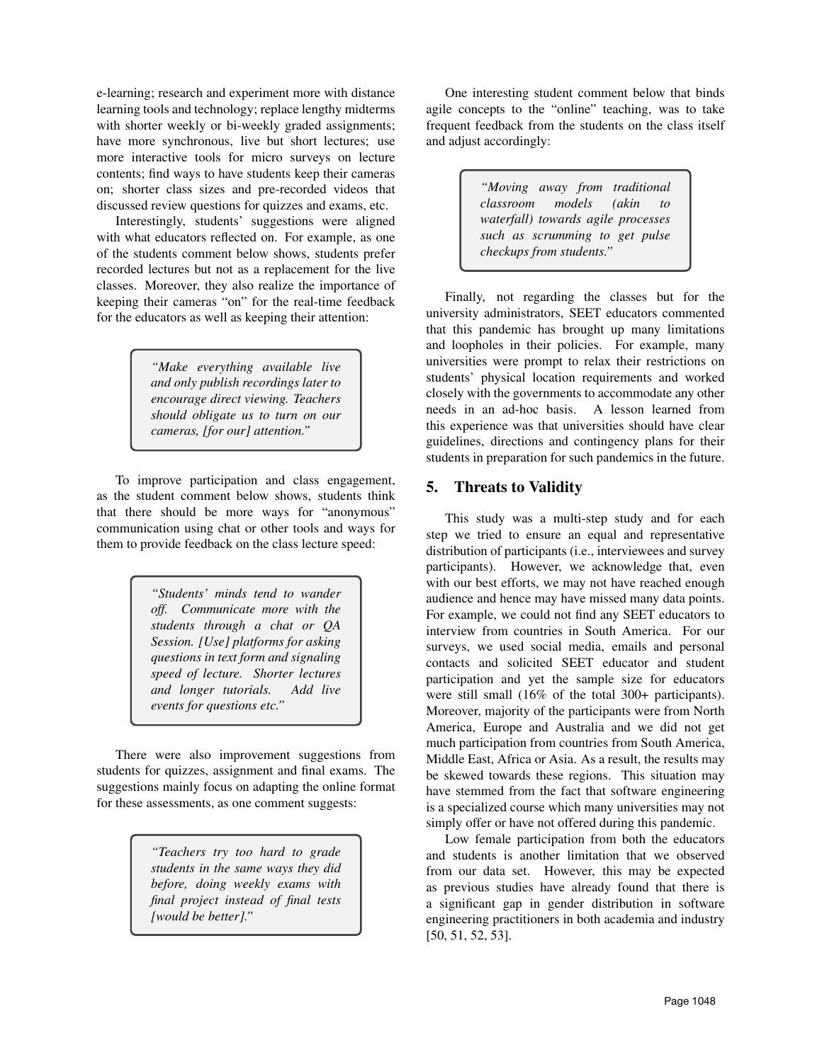e-learning; research and experiment more with distance learning tools and technology; replace lengthy midterms with shorter weekly or bi-weekly graded assignments; have more synchronous, live but short lectures; use more interactive tools for micro surveys on lecture contents; find ways to have students keep their cameras on; shorter class sizes and pre-recorded videos that discussed review questions for quizzes and exams, etc.

Interestingly, students' suggestions were aligned with what educators reflected on. For example, as one of the students comment below shows, students prefer recorded lectures but not as a replacement for the live classes. Moreover, they also realize the importance of keeping their cameras "on" for the real-time feedback for the educators as well as keeping their attention:

> *"Make everything available live and only publish recordings later to encourage direct viewing. Teachers should obligate us to turn on our cameras, [for our] attention."*

To improve participation and class engagement, as the student comment below shows, students think that there should be more ways for "anonymous" communication using chat or other tools and ways for them to provide feedback on the class lecture speed:

> *"Students' minds tend to wander off. Communicate more with the students through a chat or QA Session. [Use] platforms for asking questions in text form and signaling speed of lecture. Shorter lectures and longer tutorials. Add live events for questions etc."*

There were also improvement suggestions from students for quizzes, assignment and final exams. The suggestions mainly focus on adapting the online format for these assessments, as one comment suggests:

> *"Teachers try too hard to grade students in the same ways they did before, doing weekly exams with final project instead of final tests [would be better]."*

One interesting student comment below that binds agile concepts to the "online" teaching, was to take frequent feedback from the students on the class itself and adjust accordingly:

> *"Moving away from traditional classroom models (akin to waterfall) towards agile processes such as scrumming to get pulse checkups from students."*

Finally, not regarding the classes but for the university administrators, SEET educators commented that this pandemic has brought up many limitations and loopholes in their policies. For example, many universities were prompt to relax their restrictions on students' physical location requirements and worked closely with the governments to accommodate any other needs in an ad-hoc basis. A lesson learned from this experience was that universities should have clear guidelines, directions and contingency plans for their students in preparation for such pandemics in the future.

## 5. Threats to Validity

This study was a multi-step study and for each step we tried to ensure an equal and representative distribution of participants (i.e., interviewees and survey participants). However, we acknowledge that, even with our best efforts, we may not have reached enough audience and hence may have missed many data points. For example, we could not find any SEET educators to interview from countries in South America. For our surveys, we used social media, emails and personal contacts and solicited SEET educator and student participation and yet the sample size for educators were still small (16% of the total 300+ participants). Moreover, majority of the participants were from North America, Europe and Australia and we did not get much participation from countries from South America, Middle East, Africa or Asia. As a result, the results may be skewed towards these regions. This situation may have stemmed from the fact that software engineering is a specialized course which many universities may not simply offer or have not offered during this pandemic.

Low female participation from both the educators and students is another limitation that we observed from our data set. However, this may be expected as previous studies have already found that there is a significant gap in gender distribution in software engineering practitioners in both academia and industry [50, 51, 52, 53].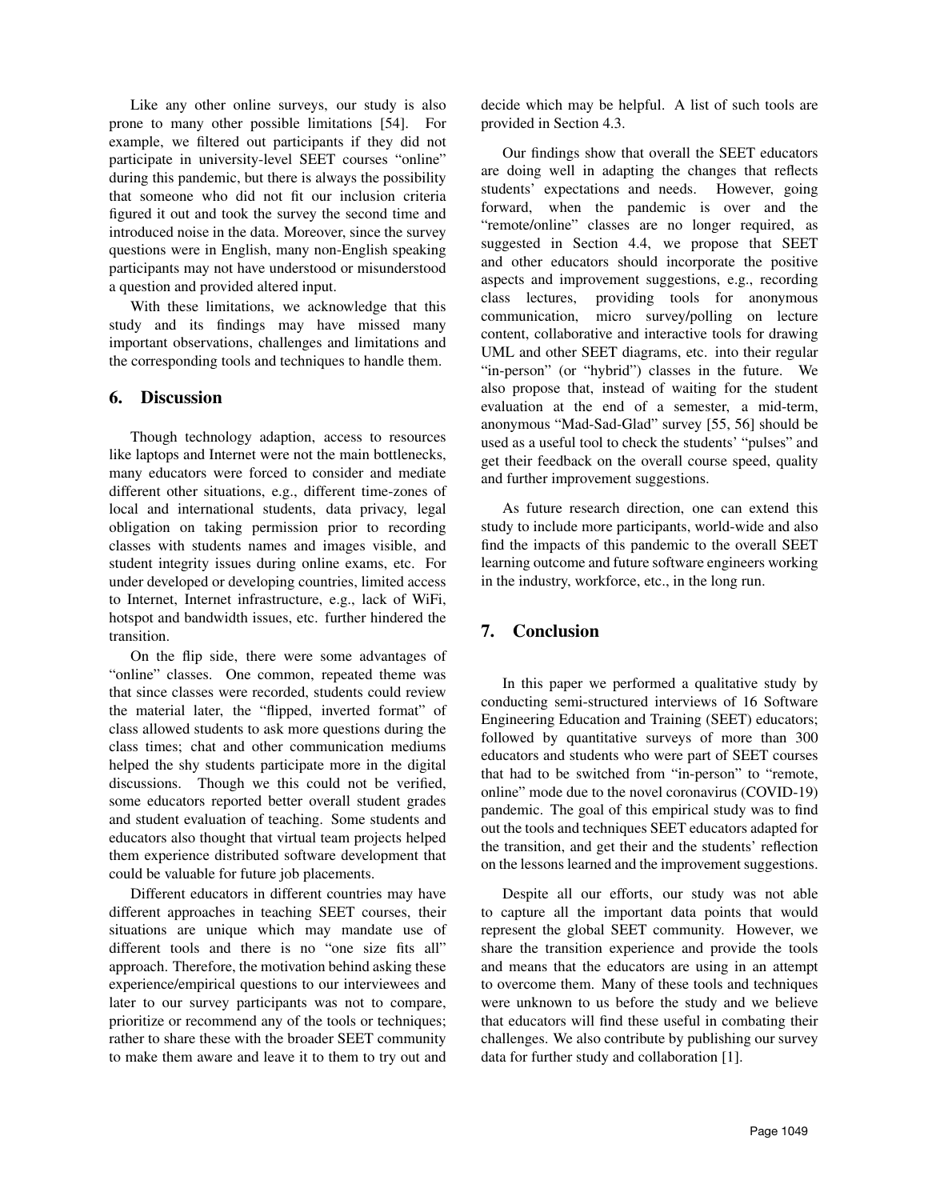Like any other online surveys, our study is also prone to many other possible limitations [54]. For example, we filtered out participants if they did not participate in university-level SEET courses "online" during this pandemic, but there is always the possibility that someone who did not fit our inclusion criteria figured it out and took the survey the second time and introduced noise in the data. Moreover, since the survey questions were in English, many non-English speaking participants may not have understood or misunderstood a question and provided altered input.

With these limitations, we acknowledge that this study and its findings may have missed many important observations, challenges and limitations and the corresponding tools and techniques to handle them.

## 6. Discussion

Though technology adaption, access to resources like laptops and Internet were not the main bottlenecks, many educators were forced to consider and mediate different other situations, e.g., different time-zones of local and international students, data privacy, legal obligation on taking permission prior to recording classes with students names and images visible, and student integrity issues during online exams, etc. For under developed or developing countries, limited access to Internet, Internet infrastructure, e.g., lack of WiFi, hotspot and bandwidth issues, etc. further hindered the transition.

On the flip side, there were some advantages of "online" classes. One common, repeated theme was that since classes were recorded, students could review the material later, the "flipped, inverted format" of class allowed students to ask more questions during the class times; chat and other communication mediums helped the shy students participate more in the digital discussions. Though we this could not be verified, some educators reported better overall student grades and student evaluation of teaching. Some students and educators also thought that virtual team projects helped them experience distributed software development that could be valuable for future job placements.

Different educators in different countries may have different approaches in teaching SEET courses, their situations are unique which may mandate use of different tools and there is no "one size fits all" approach. Therefore, the motivation behind asking these experience/empirical questions to our interviewees and later to our survey participants was not to compare, prioritize or recommend any of the tools or techniques; rather to share these with the broader SEET community to make them aware and leave it to them to try out and decide which may be helpful. A list of such tools are provided in Section 4.3.

Our findings show that overall the SEET educators are doing well in adapting the changes that reflects students' expectations and needs. However, going forward, when the pandemic is over and the "remote/online" classes are no longer required, as suggested in Section 4.4, we propose that SEET and other educators should incorporate the positive aspects and improvement suggestions, e.g., recording class lectures, providing tools for anonymous communication, micro survey/polling on lecture content, collaborative and interactive tools for drawing UML and other SEET diagrams, etc. into their regular "in-person" (or "hybrid") classes in the future. We also propose that, instead of waiting for the student evaluation at the end of a semester, a mid-term, anonymous "Mad-Sad-Glad" survey [55, 56] should be used as a useful tool to check the students' "pulses" and get their feedback on the overall course speed, quality and further improvement suggestions.

As future research direction, one can extend this study to include more participants, world-wide and also find the impacts of this pandemic to the overall SEET learning outcome and future software engineers working in the industry, workforce, etc., in the long run.

## 7. Conclusion

In this paper we performed a qualitative study by conducting semi-structured interviews of 16 Software Engineering Education and Training (SEET) educators; followed by quantitative surveys of more than 300 educators and students who were part of SEET courses that had to be switched from "in-person" to "remote, online" mode due to the novel coronavirus (COVID-19) pandemic. The goal of this empirical study was to find out the tools and techniques SEET educators adapted for the transition, and get their and the students' reflection on the lessons learned and the improvement suggestions.

Despite all our efforts, our study was not able to capture all the important data points that would represent the global SEET community. However, we share the transition experience and provide the tools and means that the educators are using in an attempt to overcome them. Many of these tools and techniques were unknown to us before the study and we believe that educators will find these useful in combating their challenges. We also contribute by publishing our survey data for further study and collaboration [1].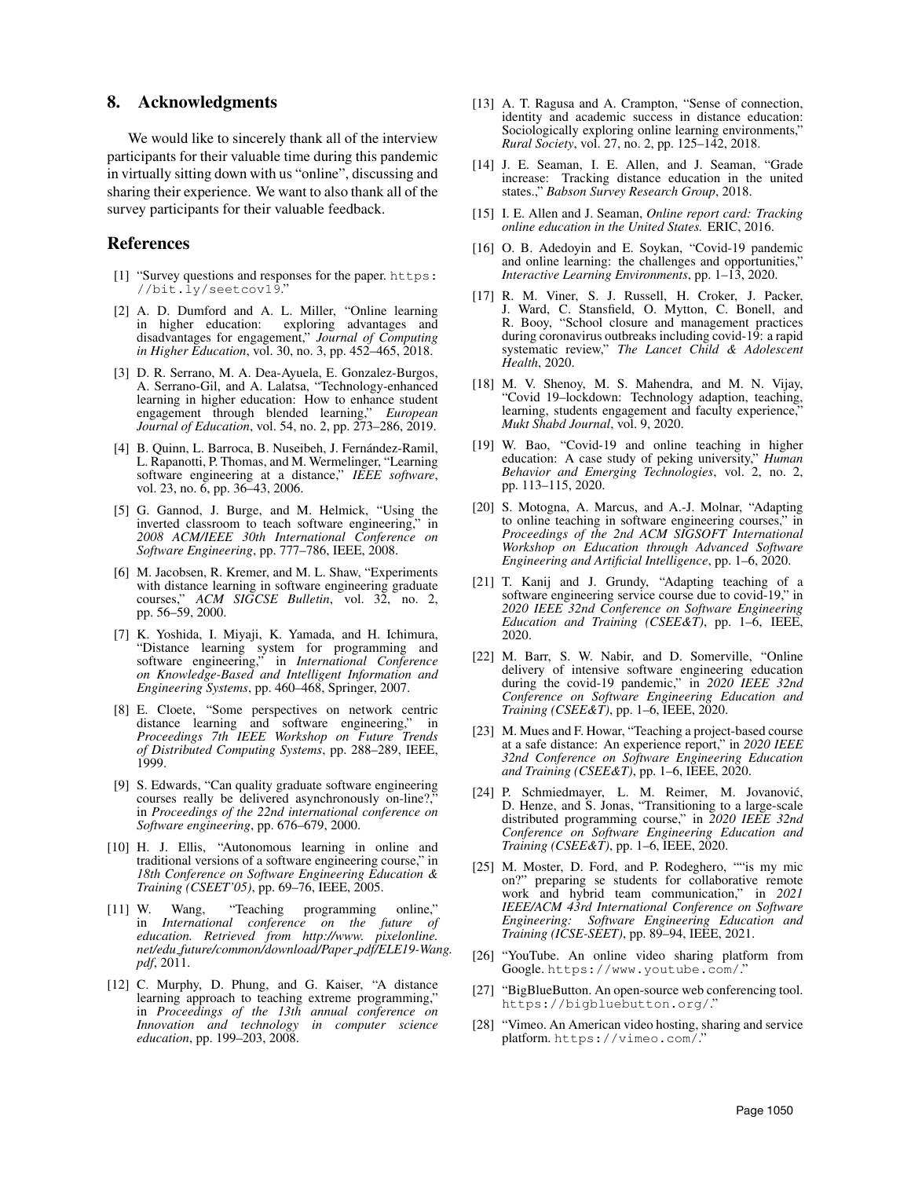## 8. Acknowledgments

We would like to sincerely thank all of the interview participants for their valuable time during this pandemic in virtually sitting down with us "online", discussing and sharing their experience. We want to also thank all of the survey participants for their valuable feedback.

## References

[1] "Survey questions and responses for the paper. https://bit.ly/seetcov19."

[2] A. D. Dumford and A. L. Miller, "Online learning in higher education: exploring advantages and disadvantages for engagement," *Journal of Computing in Higher Education*, vol. 30, no. 3, pp. 452–465, 2018.

[3] D. R. Serrano, M. A. Dea-Ayuela, E. Gonzalez-Burgos, A. Serrano-Gil, and A. Lalatsa, "Technology-enhanced learning in higher education: How to enhance student engagement through blended learning," *European Journal of Education*, vol. 54, no. 2, pp. 273–286, 2019.

[4] B. Quinn, L. Barroca, B. Nuseibeh, J. Fernández-Ramil, L. Rapanotti, P. Thomas, and M. Wermelinger, "Learning software engineering at a distance," *IEEE software*, vol. 23, no. 6, pp. 36–43, 2006.

[5] G. Gannod, J. Burge, and M. Helmick, "Using the inverted classroom to teach software engineering," in *2008 ACM/IEEE 30th International Conference on Software Engineering*, pp. 777–786, IEEE, 2008.

[6] M. Jacobsen, R. Kremer, and M. L. Shaw, "Experiments with distance learning in software engineering graduate courses," *ACM SIGCSE Bulletin*, vol. 32, no. 2, pp. 56–59, 2000.

[7] K. Yoshida, I. Miyaji, K. Yamada, and H. Ichimura, "Distance learning system for programming and software engineering," in *International Conference on Knowledge-Based and Intelligent Information and Engineering Systems*, pp. 460–468, Springer, 2007.

[8] E. Cloete, "Some perspectives on network centric distance learning and software engineering," in *Proceedings 7th IEEE Workshop on Future Trends of Distributed Computing Systems*, pp. 288–289, IEEE, 1999.

[9] S. Edwards, "Can quality graduate software engineering courses really be delivered asynchronously on-line?," in *Proceedings of the 22nd international conference on Software engineering*, pp. 676–679, 2000.

[10] H. J. Ellis, "Autonomous learning in online and traditional versions of a software engineering course," in *18th Conference on Software Engineering Education & Training (CSEET'05)*, pp. 69–76, IEEE, 2005.

[11] W. Wang, "Teaching programming online," in *International conference on the future of education. Retrieved from http://www. pixelonline. net/edu future/common/download/Paper pdf/ELE19-Wang. pdf*, 2011.

[12] C. Murphy, D. Phung, and G. Kaiser, "A distance learning approach to teaching extreme programming," in *Proceedings of the 13th annual conference on Innovation and technology in computer science education*, pp. 199–203, 2008.

[13] A. T. Ragusa and A. Crampton, "Sense of connection, identity and academic success in distance education: Sociologically exploring online learning environments," *Rural Society*, vol. 27, no. 2, pp. 125–142, 2018.

[14] J. E. Seaman, I. E. Allen, and J. Seaman, "Grade increase: Tracking distance education in the united states.," *Babson Survey Research Group*, 2018.

[15] I. E. Allen and J. Seaman, *Online report card: Tracking online education in the United States.* ERIC, 2016.

[16] O. B. Adedoyin and E. Soykan, "Covid-19 pandemic and online learning: the challenges and opportunities," *Interactive Learning Environments*, pp. 1–13, 2020.

[17] R. M. Viner, S. J. Russell, H. Croker, J. Packer, J. Ward, C. Stansfield, O. Mytton, C. Bonell, and R. Booy, "School closure and management practices during coronavirus outbreaks including covid-19: a rapid systematic review," *The Lancet Child & Adolescent Health*, 2020.

[18] M. V. Shenoy, M. S. Mahendra, and M. N. Vijay, "Covid 19–lockdown: Technology adaption, teaching, learning, students engagement and faculty experience," *Mukt Shabd Journal*, vol. 9, 2020.

[19] W. Bao, "Covid-19 and online teaching in higher education: A case study of peking university," *Human Behavior and Emerging Technologies*, vol. 2, no. 2, pp. 113–115, 2020.

[20] S. Motogna, A. Marcus, and A.-J. Molnar, "Adapting to online teaching in software engineering courses," in *Proceedings of the 2nd ACM SIGSOFT International Workshop on Education through Advanced Software Engineering and Artificial Intelligence*, pp. 1–6, 2020.

[21] T. Kanij and J. Grundy, "Adapting teaching of a software engineering service course due to covid-19," in *2020 IEEE 32nd Conference on Software Engineering Education and Training (CSEE&T)*, pp. 1–6, IEEE, 2020.

[22] M. Barr, S. W. Nabir, and D. Somerville, "Online delivery of intensive software engineering education during the covid-19 pandemic," in *2020 IEEE 32nd Conference on Software Engineering Education and Training (CSEE&T)*, pp. 1–6, IEEE, 2020.

[23] M. Mues and F. Howar, "Teaching a project-based course at a safe distance: An experience report," in *2020 IEEE 32nd Conference on Software Engineering Education and Training (CSEE&T)*, pp. 1–6, IEEE, 2020.

[24] P. Schmiedmayer, L. M. Reimer, M. Jovanović, D. Henze, and S. Jonas, "Transitioning to a large-scale distributed programming course," in *2020 IEEE 32nd Conference on Software Engineering Education and Training (CSEE&T)*, pp. 1–6, IEEE, 2020.

[25] M. Moster, D. Ford, and P. Rodeghero, ""is my mic on?" preparing se students for collaborative remote work and hybrid team communication," in *2021 IEEE/ACM 43rd International Conference on Software Engineering: Software Engineering Education and Training (ICSE-SEET)*, pp. 89–94, IEEE, 2021.

[26] "YouTube. An online video sharing platform from Google. https://www.youtube.com/."

[27] "BigBlueButton. An open-source web conferencing tool. https://bigbluebutton.org/."

[28] "Vimeo. An American video hosting, sharing and service platform. https://vimeo.com/."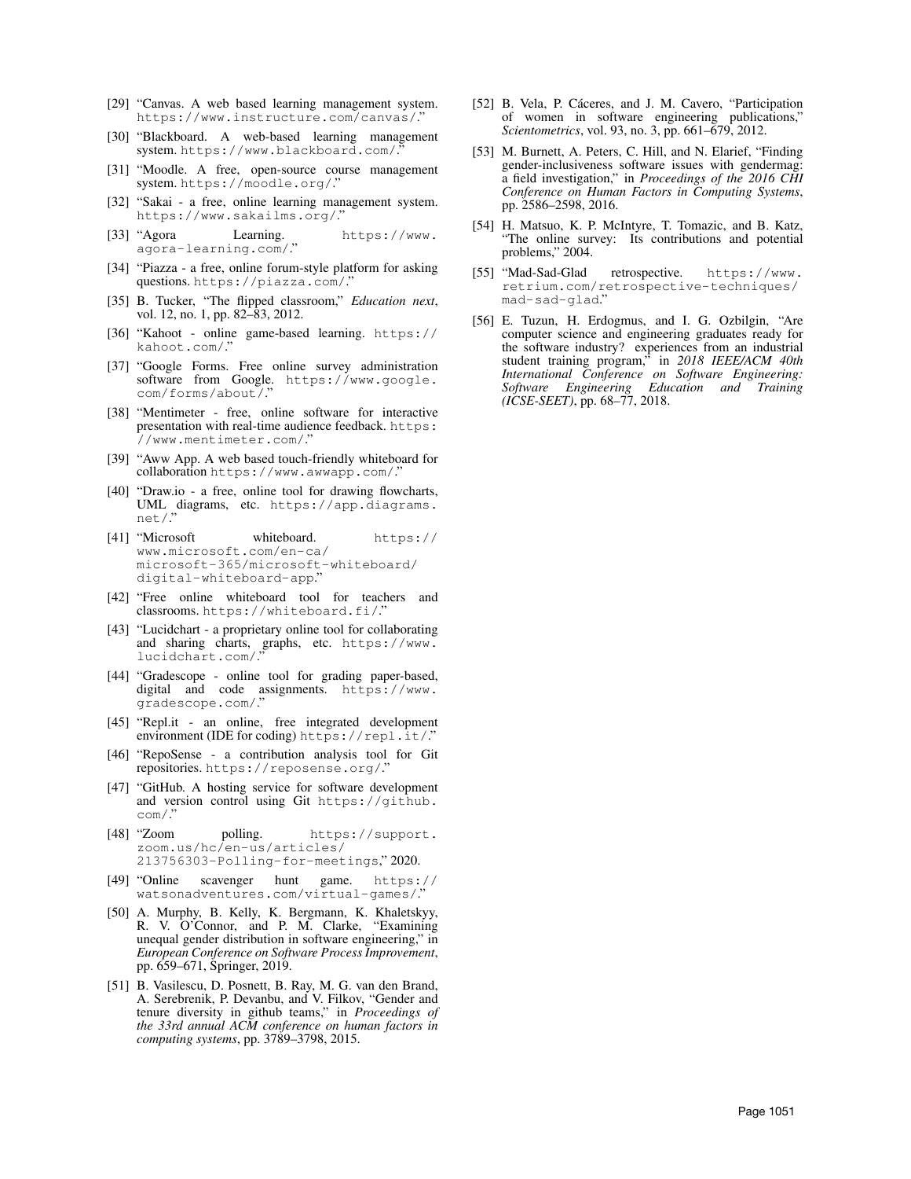[29] "Canvas. A web based learning management system. https://www.instructure.com/canvas/."

[30] "Blackboard. A web-based learning management system. https://www.blackboard.com/."

[31] "Moodle. A free, open-source course management system. https://moodle.org/."

[32] "Sakai - a free, online learning management system. https://www.sakailms.org/."

[33] "Agora Learning. https://www.agora-learning.com/."

[34] "Piazza - a free, online forum-style platform for asking questions. https://piazza.com/."

[35] B. Tucker, "The flipped classroom," *Education next*, vol. 12, no. 1, pp. 82–83, 2012.

[36] "Kahoot - online game-based learning. https://kahoot.com/."

[37] "Google Forms. Free online survey administration software from Google. https://www.google.com/forms/about/."

[38] "Mentimeter - free, online software for interactive presentation with real-time audience feedback. https://www.mentimeter.com/."

[39] "Aww App. A web based touch-friendly whiteboard for collaboration https://www.awwapp.com/."

[40] "Draw.io - a free, online tool for drawing flowcharts, UML diagrams, etc. https://app.diagrams.net/."

[41] "Microsoft whiteboard. https://www.microsoft.com/en-ca/microsoft-365/microsoft-whiteboard/digital-whiteboard-app."

[42] "Free online whiteboard tool for teachers and classrooms. https://whiteboard.fi/."

[43] "Lucidchart - a proprietary online tool for collaborating and sharing charts, graphs, etc. https://www.lucidchart.com/."

[44] "Gradescope - online tool for grading paper-based, digital and code assignments. https://www.gradescope.com/."

[45] "Repl.it - an online, free integrated development environment (IDE for coding) https://repl.it/."

[46] "RepoSense - a contribution analysis tool for Git repositories. https://reposense.org/."

[47] "GitHub. A hosting service for software development and version control using Git https://github.com/."

[48] "Zoom polling. https://support.zoom.us/hc/en-us/articles/213756303-Polling-for-meetings," 2020.

[49] "Online scavenger hunt game. https://watsonadventures.com/virtual-games/."

[50] A. Murphy, B. Kelly, K. Bergmann, K. Khaletskyy, R. V. O'Connor, and P. M. Clarke, "Examining unequal gender distribution in software engineering," in *European Conference on Software Process Improvement*, pp. 659–671, Springer, 2019.

[51] B. Vasilescu, D. Posnett, B. Ray, M. G. van den Brand, A. Serebrenik, P. Devanbu, and V. Filkov, "Gender and tenure diversity in github teams," in *Proceedings of the 33rd annual ACM conference on human factors in computing systems*, pp. 3789–3798, 2015.

[52] B. Vela, P. Cáceres, and J. M. Cavero, "Participation of women in software engineering publications," *Scientometrics*, vol. 93, no. 3, pp. 661–679, 2012.

[53] M. Burnett, A. Peters, C. Hill, and N. Elarief, "Finding gender-inclusiveness software issues with gendermag: a field investigation," in *Proceedings of the 2016 CHI Conference on Human Factors in Computing Systems*, pp. 2586–2598, 2016.

[54] H. Matsuo, K. P. McIntyre, T. Tomazic, and B. Katz, "The online survey: Its contributions and potential problems," 2004.

[55] "Mad-Sad-Glad retrospective. https://www.retrium.com/retrospective-techniques/mad-sad-glad."

[56] E. Tuzun, H. Erdogmus, and I. G. Ozbilgin, "Are computer science and engineering graduates ready for the software industry? experiences from an industrial student training program," in *2018 IEEE/ACM 40th International Conference on Software Engineering: Software Engineering Education and Training (ICSE-SEET)*, pp. 68–77, 2018.